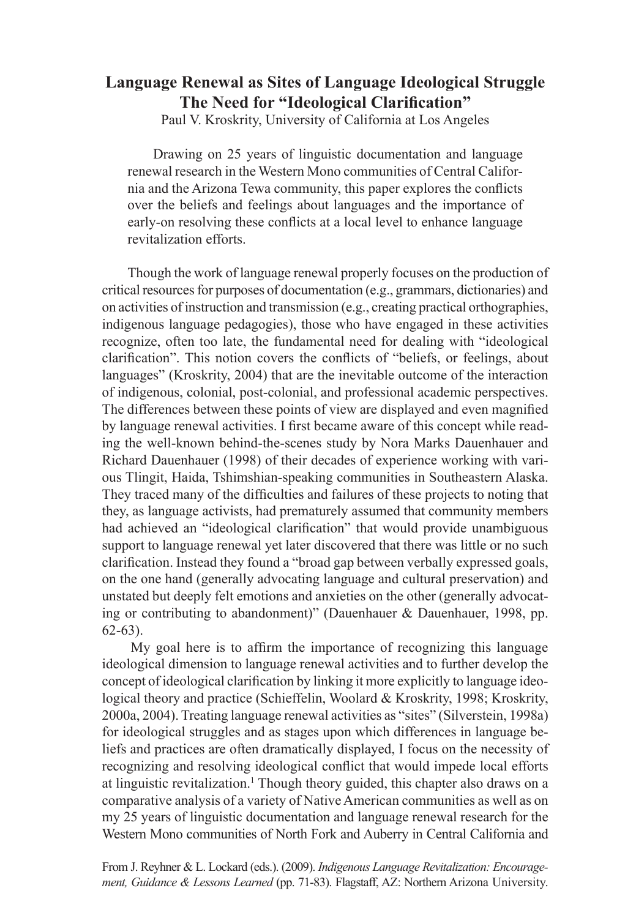# Language Renewal as Sites of Language Ideological Struggle The Need for "Ideological Clarification"

Paul V. Kroskrity, University of California at Los Angeles

> Drawing on 25 years of linguistic documentation and language renewal research in the Western Mono communities of Central California and the Arizona Tewa community, this paper explores the conflicts over the beliefs and feelings about languages and the importance of early-on resolving these conflicts at a local level to enhance language revitalization efforts.

Though the work of language renewal properly focuses on the production of critical resources for purposes of documentation (e.g., grammars, dictionaries) and on activities of instruction and transmission (e.g., creating practical orthographies, indigenous language pedagogies), those who have engaged in these activities recognize, often too late, the fundamental need for dealing with "ideological clarification". This notion covers the conflicts of "beliefs, or feelings, about languages" (Kroskrity, 2004) that are the inevitable outcome of the interaction of indigenous, colonial, post-colonial, and professional academic perspectives. The differences between these points of view are displayed and even magnified by language renewal activities. I first became aware of this concept while reading the well-known behind-the-scenes study by Nora Marks Dauenhauer and Richard Dauenhauer (1998) of their decades of experience working with various Tlingit, Haida, Tshimshian-speaking communities in Southeastern Alaska. They traced many of the difficulties and failures of these projects to noting that they, as language activists, had prematurely assumed that community members had achieved an "ideological clarification" that would provide unambiguous support to language renewal yet later discovered that there was little or no such clarification. Instead they found a "broad gap between verbally expressed goals, on the one hand (generally advocating language and cultural preservation) and unstated but deeply felt emotions and anxieties on the other (generally advocating or contributing to abandonment)" (Dauenhauer & Dauenhauer, 1998, pp. 62-63).

My goal here is to affirm the importance of recognizing this language ideological dimension to language renewal activities and to further develop the concept of ideological clarification by linking it more explicitly to language ideological theory and practice (Schieffelin, Woolard & Kroskrity, 1998; Kroskrity, 2000a, 2004). Treating language renewal activities as "sites" (Silverstein, 1998a) for ideological struggles and as stages upon which differences in language beliefs and practices are often dramatically displayed, I focus on the necessity of recognizing and resolving ideological conflict that would impede local efforts at linguistic revitalization.[1] Though theory guided, this chapter also draws on a comparative analysis of a variety of Native American communities as well as on my 25 years of linguistic documentation and language renewal research for the Western Mono communities of North Fork and Auberry in Central California and

From J. Reyhner & L. Lockard (eds.). (2009). *Indigenous Language Revitalization: Encouragement, Guidance & Lessons Learned* (pp. 71-83). Flagstaff, AZ: Northern Arizona University.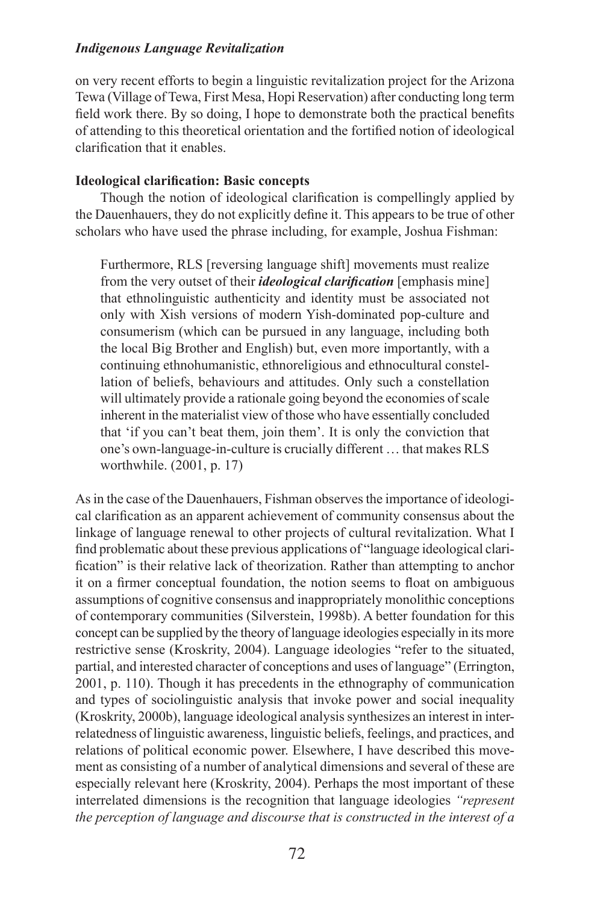on very recent efforts to begin a linguistic revitalization project for the Arizona Tewa (Village of Tewa, First Mesa, Hopi Reservation) after conducting long term field work there. By so doing, I hope to demonstrate both the practical benefits of attending to this theoretical orientation and the fortified notion of ideological clarification that it enables.

### Ideological clarification: Basic concepts

Though the notion of ideological clarification is compellingly applied by the Dauenhauers, they do not explicitly define it. This appears to be true of other scholars who have used the phrase including, for example, Joshua Fishman:

> Furthermore, RLS [reversing language shift] movements must realize from the very outset of their ***ideological clarification*** [emphasis mine] that ethnolinguistic authenticity and identity must be associated not only with Xish versions of modern Yish-dominated pop-culture and consumerism (which can be pursued in any language, including both the local Big Brother and English) but, even more importantly, with a continuing ethnohumanistic, ethnoreligious and ethnocultural constellation of beliefs, behaviours and attitudes. Only such a constellation will ultimately provide a rationale going beyond the economies of scale inherent in the materialist view of those who have essentially concluded that 'if you can't beat them, join them'. It is only the conviction that one's own-language-in-culture is crucially different … that makes RLS worthwhile. (2001, p. 17)

As in the case of the Dauenhauers, Fishman observes the importance of ideological clarification as an apparent achievement of community consensus about the linkage of language renewal to other projects of cultural revitalization. What I find problematic about these previous applications of "language ideological clarification" is their relative lack of theorization. Rather than attempting to anchor it on a firmer conceptual foundation, the notion seems to float on ambiguous assumptions of cognitive consensus and inappropriately monolithic conceptions of contemporary communities (Silverstein, 1998b). A better foundation for this concept can be supplied by the theory of language ideologies especially in its more restrictive sense (Kroskrity, 2004). Language ideologies "refer to the situated, partial, and interested character of conceptions and uses of language" (Errington, 2001, p. 110). Though it has precedents in the ethnography of communication and types of sociolinguistic analysis that invoke power and social inequality (Kroskrity, 2000b), language ideological analysis synthesizes an interest in interrelatedness of linguistic awareness, linguistic beliefs, feelings, and practices, and relations of political economic power. Elsewhere, I have described this movement as consisting of a number of analytical dimensions and several of these are especially relevant here (Kroskrity, 2004). Perhaps the most important of these interrelated dimensions is the recognition that language ideologies *"represent the perception of language and discourse that is constructed in the interest of a*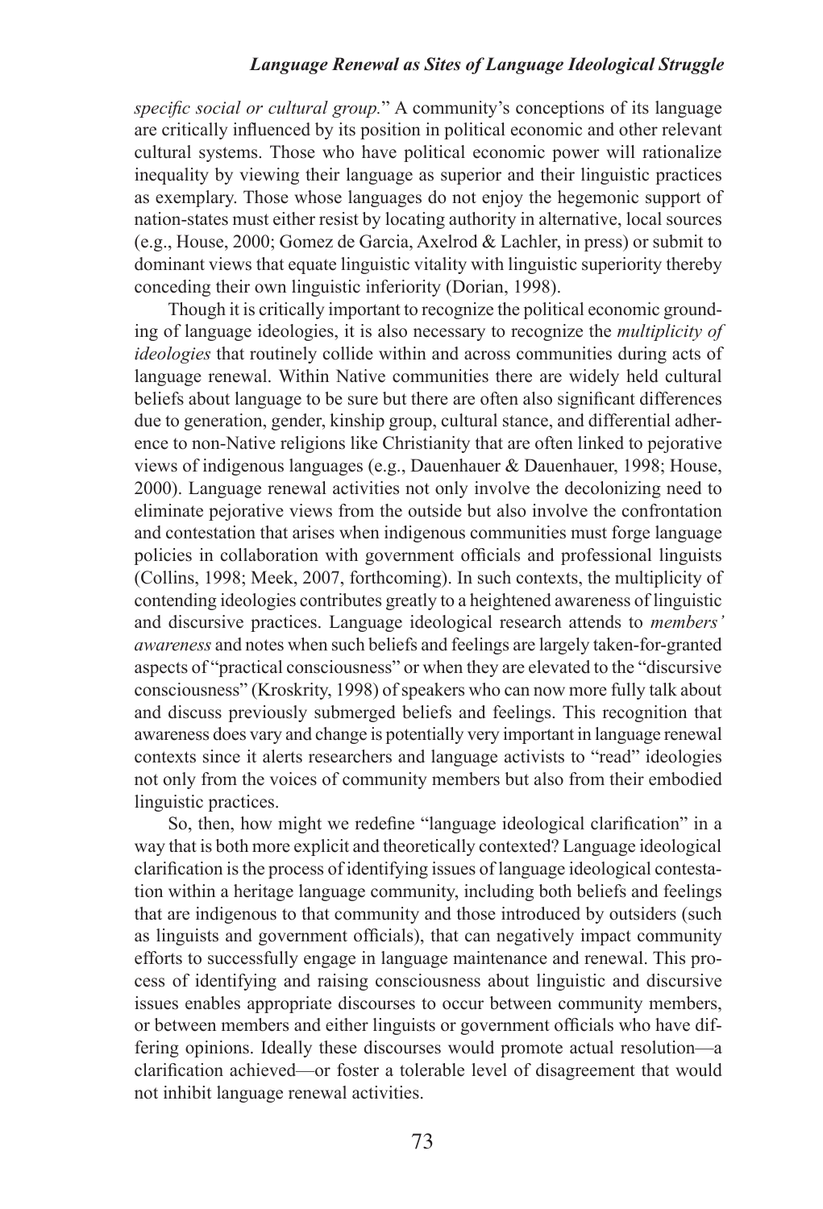*specific social or cultural group.*" A community's conceptions of its language are critically influenced by its position in political economic and other relevant cultural systems. Those who have political economic power will rationalize inequality by viewing their language as superior and their linguistic practices as exemplary. Those whose languages do not enjoy the hegemonic support of nation-states must either resist by locating authority in alternative, local sources (e.g., House, 2000; Gomez de Garcia, Axelrod & Lachler, in press) or submit to dominant views that equate linguistic vitality with linguistic superiority thereby conceding their own linguistic inferiority (Dorian, 1998).

Though it is critically important to recognize the political economic grounding of language ideologies, it is also necessary to recognize the *multiplicity of ideologies* that routinely collide within and across communities during acts of language renewal. Within Native communities there are widely held cultural beliefs about language to be sure but there are often also significant differences due to generation, gender, kinship group, cultural stance, and differential adherence to non-Native religions like Christianity that are often linked to pejorative views of indigenous languages (e.g., Dauenhauer & Dauenhauer, 1998; House, 2000). Language renewal activities not only involve the decolonizing need to eliminate pejorative views from the outside but also involve the confrontation and contestation that arises when indigenous communities must forge language policies in collaboration with government officials and professional linguists (Collins, 1998; Meek, 2007, forthcoming). In such contexts, the multiplicity of contending ideologies contributes greatly to a heightened awareness of linguistic and discursive practices. Language ideological research attends to *members' awareness* and notes when such beliefs and feelings are largely taken-for-granted aspects of "practical consciousness" or when they are elevated to the "discursive consciousness" (Kroskrity, 1998) of speakers who can now more fully talk about and discuss previously submerged beliefs and feelings. This recognition that awareness does vary and change is potentially very important in language renewal contexts since it alerts researchers and language activists to "read" ideologies not only from the voices of community members but also from their embodied linguistic practices.

So, then, how might we redefine "language ideological clarification" in a way that is both more explicit and theoretically contexted? Language ideological clarification is the process of identifying issues of language ideological contestation within a heritage language community, including both beliefs and feelings that are indigenous to that community and those introduced by outsiders (such as linguists and government officials), that can negatively impact community efforts to successfully engage in language maintenance and renewal. This process of identifying and raising consciousness about linguistic and discursive issues enables appropriate discourses to occur between community members, or between members and either linguists or government officials who have differing opinions. Ideally these discourses would promote actual resolution—a clarification achieved—or foster a tolerable level of disagreement that would not inhibit language renewal activities.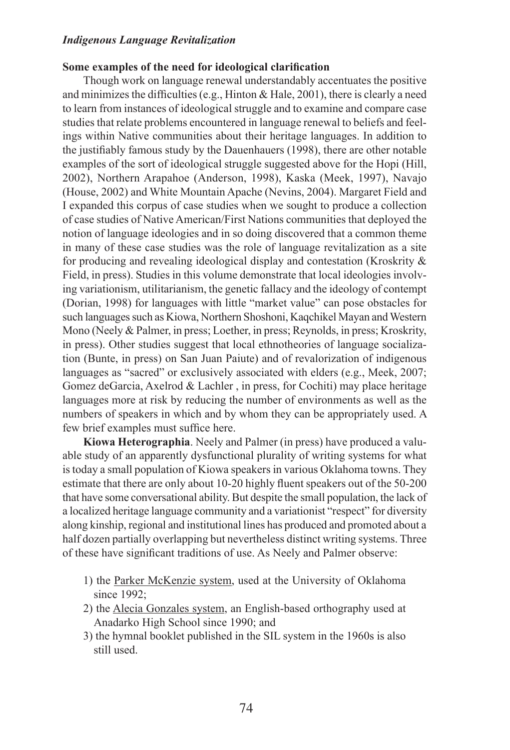**Some examples of the need for ideological clarification**

Though work on language renewal understandably accentuates the positive and minimizes the difficulties (e.g., Hinton & Hale, 2001), there is clearly a need to learn from instances of ideological struggle and to examine and compare case studies that relate problems encountered in language renewal to beliefs and feelings within Native communities about their heritage languages. In addition to the justifiably famous study by the Dauenhauers (1998), there are other notable examples of the sort of ideological struggle suggested above for the Hopi (Hill, 2002), Northern Arapahoe (Anderson, 1998), Kaska (Meek, 1997), Navajo (House, 2002) and White Mountain Apache (Nevins, 2004). Margaret Field and I expanded this corpus of case studies when we sought to produce a collection of case studies of Native American/First Nations communities that deployed the notion of language ideologies and in so doing discovered that a common theme in many of these case studies was the role of language revitalization as a site for producing and revealing ideological display and contestation (Kroskrity & Field, in press). Studies in this volume demonstrate that local ideologies involving variationism, utilitarianism, the genetic fallacy and the ideology of contempt (Dorian, 1998) for languages with little "market value" can pose obstacles for such languages such as Kiowa, Northern Shoshoni, Kaqchikel Mayan and Western Mono (Neely & Palmer, in press; Loether, in press; Reynolds, in press; Kroskrity, in press). Other studies suggest that local ethnotheories of language socialization (Bunte, in press) on San Juan Paiute) and of revalorization of indigenous languages as "sacred" or exclusively associated with elders (e.g., Meek, 2007; Gomez deGarcia, Axelrod & Lachler , in press, for Cochiti) may place heritage languages more at risk by reducing the number of environments as well as the numbers of speakers in which and by whom they can be appropriately used. A few brief examples must suffice here.

**Kiowa Heterographia**. Neely and Palmer (in press) have produced a valuable study of an apparently dysfunctional plurality of writing systems for what is today a small population of Kiowa speakers in various Oklahoma towns. They estimate that there are only about 10-20 highly fluent speakers out of the 50-200 that have some conversational ability. But despite the small population, the lack of a localized heritage language community and a variationist "respect" for diversity along kinship, regional and institutional lines has produced and promoted about a half dozen partially overlapping but nevertheless distinct writing systems. Three of these have significant traditions of use. As Neely and Palmer observe:

1) the Parker McKenzie system, used at the University of Oklahoma since 1992;
2) the Alecia Gonzales system, an English-based orthography used at Anadarko High School since 1990; and
3) the hymnal booklet published in the SIL system in the 1960s is also still used.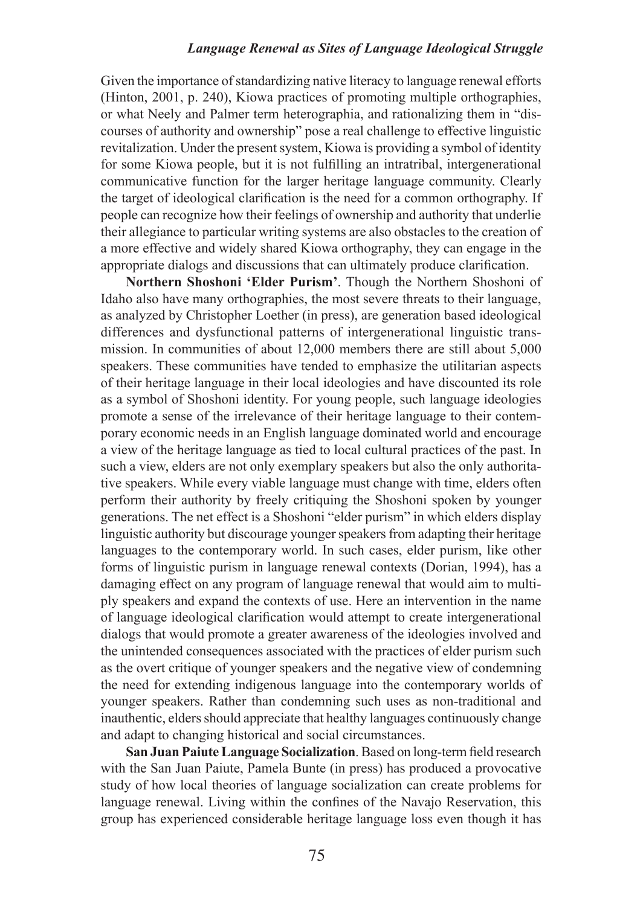Given the importance of standardizing native literacy to language renewal efforts (Hinton, 2001, p. 240), Kiowa practices of promoting multiple orthographies, or what Neely and Palmer term heterographia, and rationalizing them in "discourses of authority and ownership" pose a real challenge to effective linguistic revitalization. Under the present system, Kiowa is providing a symbol of identity for some Kiowa people, but it is not fulfilling an intratribal, intergenerational communicative function for the larger heritage language community. Clearly the target of ideological clarification is the need for a common orthography. If people can recognize how their feelings of ownership and authority that underlie their allegiance to particular writing systems are also obstacles to the creation of a more effective and widely shared Kiowa orthography, they can engage in the appropriate dialogs and discussions that can ultimately produce clarification.

**Northern Shoshoni 'Elder Purism'**. Though the Northern Shoshoni of Idaho also have many orthographies, the most severe threats to their language, as analyzed by Christopher Loether (in press), are generation based ideological differences and dysfunctional patterns of intergenerational linguistic transmission. In communities of about 12,000 members there are still about 5,000 speakers. These communities have tended to emphasize the utilitarian aspects of their heritage language in their local ideologies and have discounted its role as a symbol of Shoshoni identity. For young people, such language ideologies promote a sense of the irrelevance of their heritage language to their contemporary economic needs in an English language dominated world and encourage a view of the heritage language as tied to local cultural practices of the past. In such a view, elders are not only exemplary speakers but also the only authoritative speakers. While every viable language must change with time, elders often perform their authority by freely critiquing the Shoshoni spoken by younger generations. The net effect is a Shoshoni "elder purism" in which elders display linguistic authority but discourage younger speakers from adapting their heritage languages to the contemporary world. In such cases, elder purism, like other forms of linguistic purism in language renewal contexts (Dorian, 1994), has a damaging effect on any program of language renewal that would aim to multiply speakers and expand the contexts of use. Here an intervention in the name of language ideological clarification would attempt to create intergenerational dialogs that would promote a greater awareness of the ideologies involved and the unintended consequences associated with the practices of elder purism such as the overt critique of younger speakers and the negative view of condemning the need for extending indigenous language into the contemporary worlds of younger speakers. Rather than condemning such uses as non-traditional and inauthentic, elders should appreciate that healthy languages continuously change and adapt to changing historical and social circumstances.

**San Juan Paiute Language Socialization**. Based on long-term field research with the San Juan Paiute, Pamela Bunte (in press) has produced a provocative study of how local theories of language socialization can create problems for language renewal. Living within the confines of the Navajo Reservation, this group has experienced considerable heritage language loss even though it has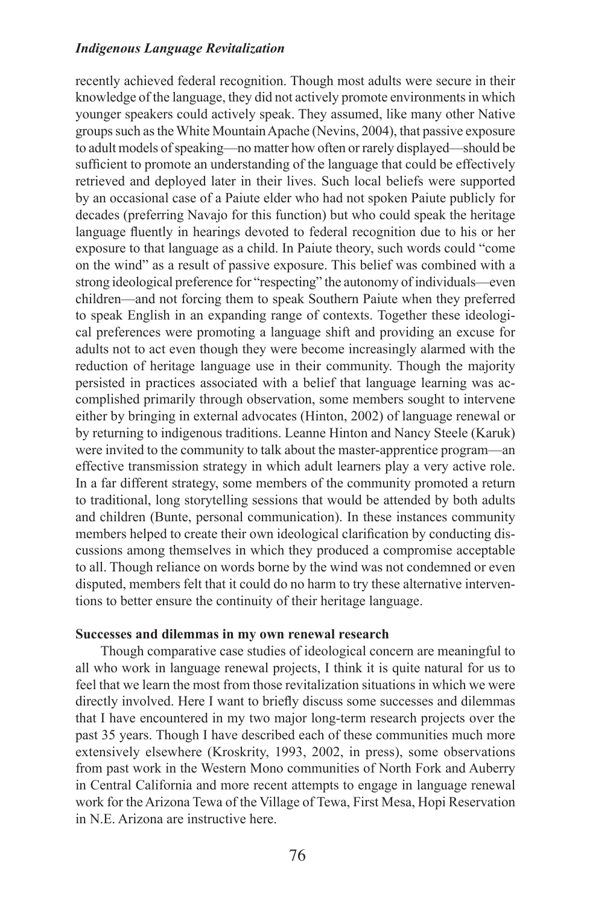recently achieved federal recognition. Though most adults were secure in their knowledge of the language, they did not actively promote environments in which younger speakers could actively speak. They assumed, like many other Native groups such as the White Mountain Apache (Nevins, 2004), that passive exposure to adult models of speaking—no matter how often or rarely displayed—should be sufficient to promote an understanding of the language that could be effectively retrieved and deployed later in their lives. Such local beliefs were supported by an occasional case of a Paiute elder who had not spoken Paiute publicly for decades (preferring Navajo for this function) but who could speak the heritage language fluently in hearings devoted to federal recognition due to his or her exposure to that language as a child. In Paiute theory, such words could "come on the wind" as a result of passive exposure. This belief was combined with a strong ideological preference for "respecting" the autonomy of individuals—even children—and not forcing them to speak Southern Paiute when they preferred to speak English in an expanding range of contexts. Together these ideological preferences were promoting a language shift and providing an excuse for adults not to act even though they were become increasingly alarmed with the reduction of heritage language use in their community. Though the majority persisted in practices associated with a belief that language learning was accomplished primarily through observation, some members sought to intervene either by bringing in external advocates (Hinton, 2002) of language renewal or by returning to indigenous traditions. Leanne Hinton and Nancy Steele (Karuk) were invited to the community to talk about the master-apprentice program—an effective transmission strategy in which adult learners play a very active role. In a far different strategy, some members of the community promoted a return to traditional, long storytelling sessions that would be attended by both adults and children (Bunte, personal communication). In these instances community members helped to create their own ideological clarification by conducting discussions among themselves in which they produced a compromise acceptable to all. Though reliance on words borne by the wind was not condemned or even disputed, members felt that it could do no harm to try these alternative interventions to better ensure the continuity of their heritage language.

**Successes and dilemmas in my own renewal research**

Though comparative case studies of ideological concern are meaningful to all who work in language renewal projects, I think it is quite natural for us to feel that we learn the most from those revitalization situations in which we were directly involved. Here I want to briefly discuss some successes and dilemmas that I have encountered in my two major long-term research projects over the past 35 years. Though I have described each of these communities much more extensively elsewhere (Kroskrity, 1993, 2002, in press), some observations from past work in the Western Mono communities of North Fork and Auberry in Central California and more recent attempts to engage in language renewal work for the Arizona Tewa of the Village of Tewa, First Mesa, Hopi Reservation in N.E. Arizona are instructive here.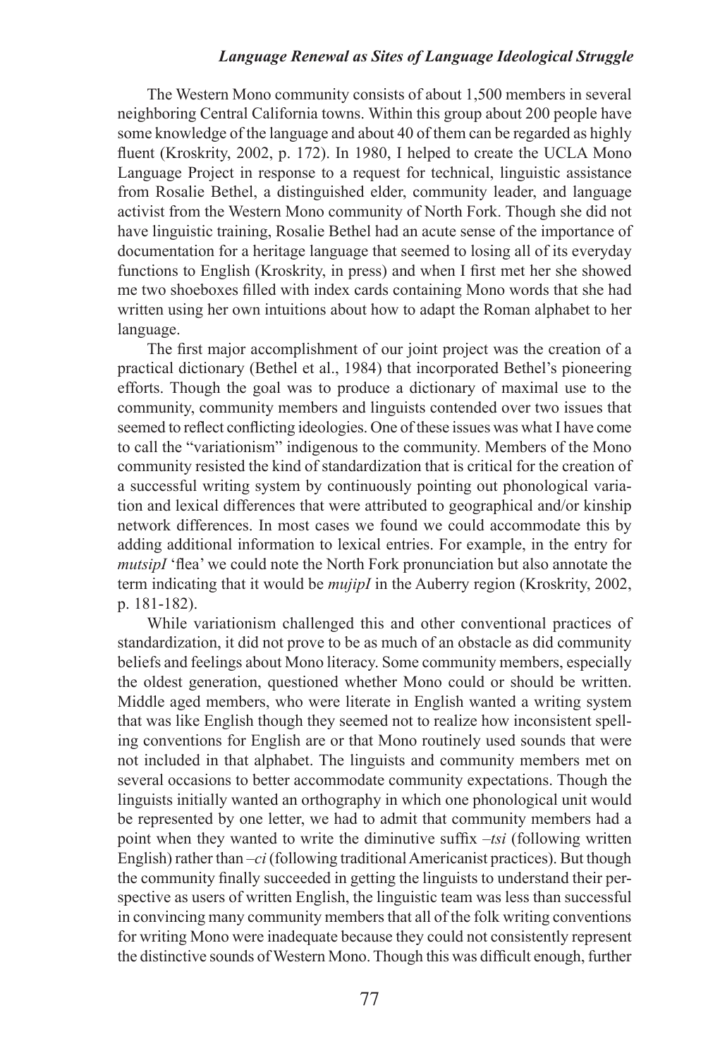The Western Mono community consists of about 1,500 members in several neighboring Central California towns. Within this group about 200 people have some knowledge of the language and about 40 of them can be regarded as highly fluent (Kroskrity, 2002, p. 172). In 1980, I helped to create the UCLA Mono Language Project in response to a request for technical, linguistic assistance from Rosalie Bethel, a distinguished elder, community leader, and language activist from the Western Mono community of North Fork. Though she did not have linguistic training, Rosalie Bethel had an acute sense of the importance of documentation for a heritage language that seemed to losing all of its everyday functions to English (Kroskrity, in press) and when I first met her she showed me two shoeboxes filled with index cards containing Mono words that she had written using her own intuitions about how to adapt the Roman alphabet to her language.

The first major accomplishment of our joint project was the creation of a practical dictionary (Bethel et al., 1984) that incorporated Bethel's pioneering efforts. Though the goal was to produce a dictionary of maximal use to the community, community members and linguists contended over two issues that seemed to reflect conflicting ideologies. One of these issues was what I have come to call the "variationism" indigenous to the community. Members of the Mono community resisted the kind of standardization that is critical for the creation of a successful writing system by continuously pointing out phonological variation and lexical differences that were attributed to geographical and/or kinship network differences. In most cases we found we could accommodate this by adding additional information to lexical entries. For example, in the entry for *mutsipI* 'flea' we could note the North Fork pronunciation but also annotate the term indicating that it would be *mujipI* in the Auberry region (Kroskrity, 2002, p. 181-182).

While variationism challenged this and other conventional practices of standardization, it did not prove to be as much of an obstacle as did community beliefs and feelings about Mono literacy. Some community members, especially the oldest generation, questioned whether Mono could or should be written. Middle aged members, who were literate in English wanted a writing system that was like English though they seemed not to realize how inconsistent spelling conventions for English are or that Mono routinely used sounds that were not included in that alphabet. The linguists and community members met on several occasions to better accommodate community expectations. Though the linguists initially wanted an orthography in which one phonological unit would be represented by one letter, we had to admit that community members had a point when they wanted to write the diminutive suffix *–tsi* (following written English) rather than *–ci* (following traditional Americanist practices). But though the community finally succeeded in getting the linguists to understand their perspective as users of written English, the linguistic team was less than successful in convincing many community members that all of the folk writing conventions for writing Mono were inadequate because they could not consistently represent the distinctive sounds of Western Mono. Though this was difficult enough, further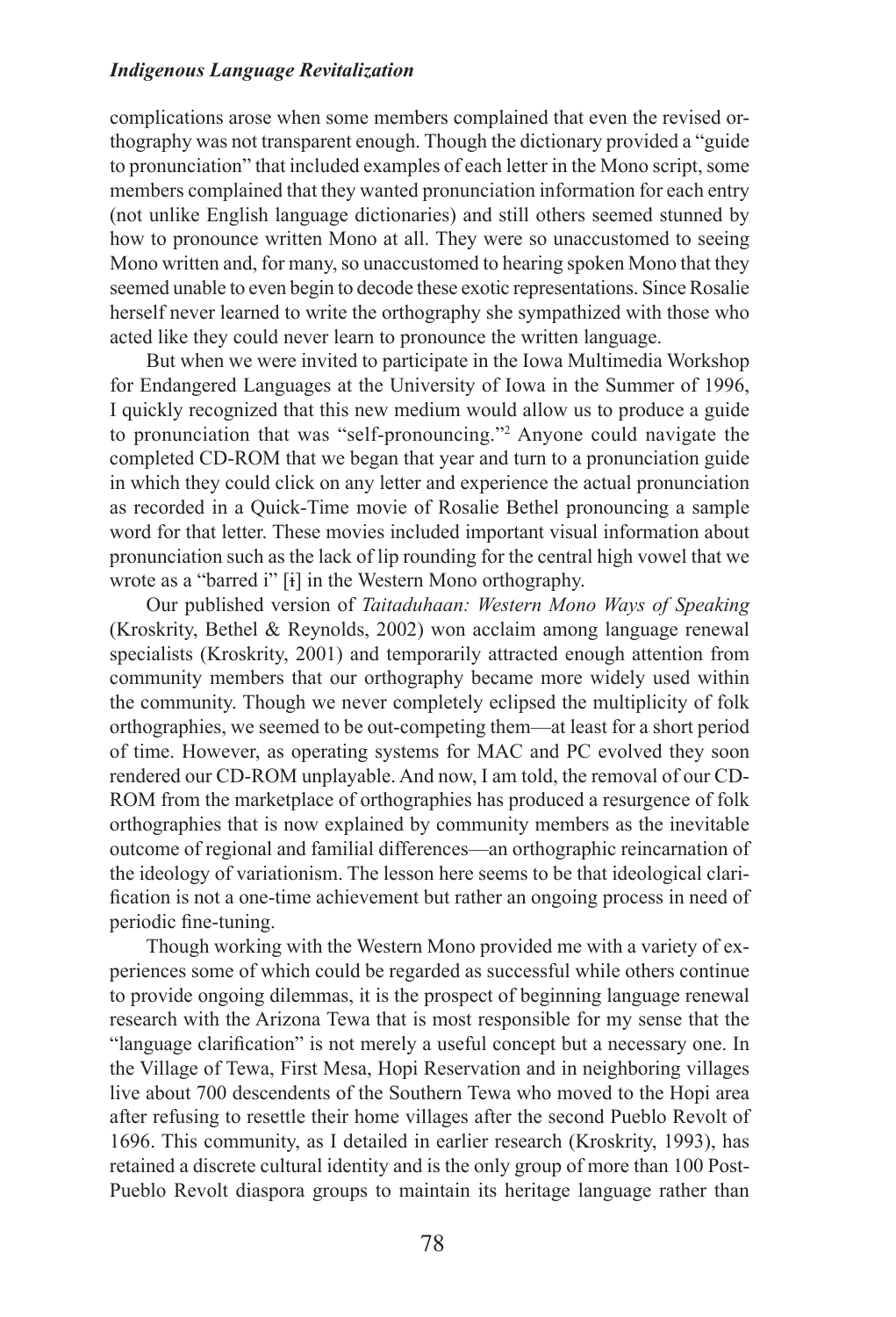complications arose when some members complained that even the revised orthography was not transparent enough. Though the dictionary provided a "guide to pronunciation" that included examples of each letter in the Mono script, some members complained that they wanted pronunciation information for each entry (not unlike English language dictionaries) and still others seemed stunned by how to pronounce written Mono at all. They were so unaccustomed to seeing Mono written and, for many, so unaccustomed to hearing spoken Mono that they seemed unable to even begin to decode these exotic representations. Since Rosalie herself never learned to write the orthography she sympathized with those who acted like they could never learn to pronounce the written language.

But when we were invited to participate in the Iowa Multimedia Workshop for Endangered Languages at the University of Iowa in the Summer of 1996, I quickly recognized that this new medium would allow us to produce a guide to pronunciation that was "self-pronouncing."[2] Anyone could navigate the completed CD-ROM that we began that year and turn to a pronunciation guide in which they could click on any letter and experience the actual pronunciation as recorded in a Quick-Time movie of Rosalie Bethel pronouncing a sample word for that letter. These movies included important visual information about pronunciation such as the lack of lip rounding for the central high vowel that we wrote as a "barred i" [ɨ] in the Western Mono orthography.

Our published version of *Taitaduhaan: Western Mono Ways of Speaking* (Kroskrity, Bethel & Reynolds, 2002) won acclaim among language renewal specialists (Kroskrity, 2001) and temporarily attracted enough attention from community members that our orthography became more widely used within the community. Though we never completely eclipsed the multiplicity of folk orthographies, we seemed to be out-competing them—at least for a short period of time. However, as operating systems for MAC and PC evolved they soon rendered our CD-ROM unplayable. And now, I am told, the removal of our CD-ROM from the marketplace of orthographies has produced a resurgence of folk orthographies that is now explained by community members as the inevitable outcome of regional and familial differences—an orthographic reincarnation of the ideology of variationism. The lesson here seems to be that ideological clarification is not a one-time achievement but rather an ongoing process in need of periodic fine-tuning.

Though working with the Western Mono provided me with a variety of experiences some of which could be regarded as successful while others continue to provide ongoing dilemmas, it is the prospect of beginning language renewal research with the Arizona Tewa that is most responsible for my sense that the "language clarification" is not merely a useful concept but a necessary one. In the Village of Tewa, First Mesa, Hopi Reservation and in neighboring villages live about 700 descendents of the Southern Tewa who moved to the Hopi area after refusing to resettle their home villages after the second Pueblo Revolt of 1696. This community, as I detailed in earlier research (Kroskrity, 1993), has retained a discrete cultural identity and is the only group of more than 100 Post-Pueblo Revolt diaspora groups to maintain its heritage language rather than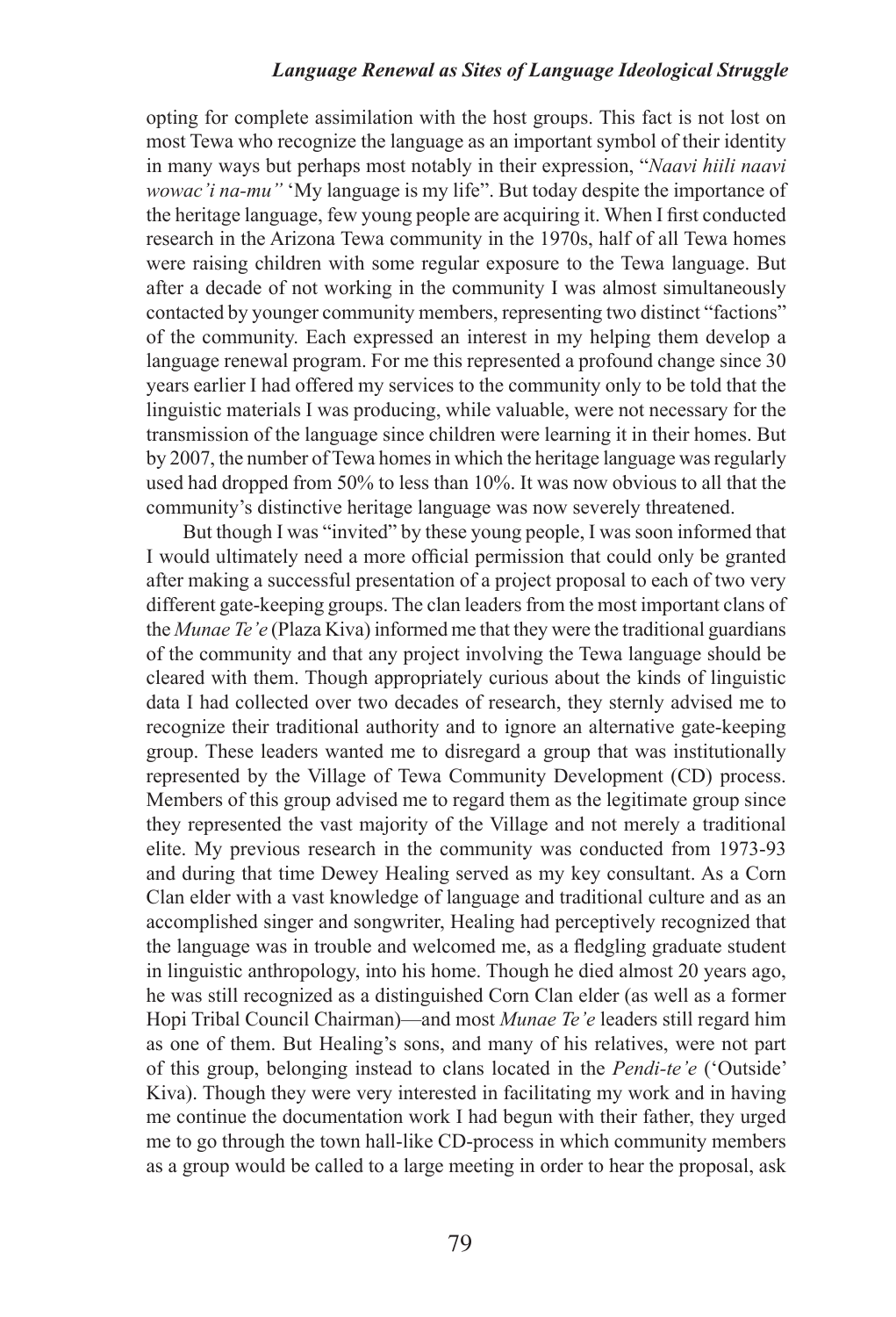opting for complete assimilation with the host groups. This fact is not lost on most Tewa who recognize the language as an important symbol of their identity in many ways but perhaps most notably in their expression, "*Naavi hiili naavi wowac'i na-mu"* 'My language is my life". But today despite the importance of the heritage language, few young people are acquiring it. When I first conducted research in the Arizona Tewa community in the 1970s, half of all Tewa homes were raising children with some regular exposure to the Tewa language. But after a decade of not working in the community I was almost simultaneously contacted by younger community members, representing two distinct "factions" of the community. Each expressed an interest in my helping them develop a language renewal program. For me this represented a profound change since 30 years earlier I had offered my services to the community only to be told that the linguistic materials I was producing, while valuable, were not necessary for the transmission of the language since children were learning it in their homes. But by 2007, the number of Tewa homes in which the heritage language was regularly used had dropped from 50% to less than 10%. It was now obvious to all that the community's distinctive heritage language was now severely threatened.

But though I was "invited" by these young people, I was soon informed that I would ultimately need a more official permission that could only be granted after making a successful presentation of a project proposal to each of two very different gate-keeping groups. The clan leaders from the most important clans of the *Munae Te'e* (Plaza Kiva) informed me that they were the traditional guardians of the community and that any project involving the Tewa language should be cleared with them. Though appropriately curious about the kinds of linguistic data I had collected over two decades of research, they sternly advised me to recognize their traditional authority and to ignore an alternative gate-keeping group. These leaders wanted me to disregard a group that was institutionally represented by the Village of Tewa Community Development (CD) process. Members of this group advised me to regard them as the legitimate group since they represented the vast majority of the Village and not merely a traditional elite. My previous research in the community was conducted from 1973-93 and during that time Dewey Healing served as my key consultant. As a Corn Clan elder with a vast knowledge of language and traditional culture and as an accomplished singer and songwriter, Healing had perceptively recognized that the language was in trouble and welcomed me, as a fledgling graduate student in linguistic anthropology, into his home. Though he died almost 20 years ago, he was still recognized as a distinguished Corn Clan elder (as well as a former Hopi Tribal Council Chairman)—and most *Munae Te'e* leaders still regard him as one of them. But Healing's sons, and many of his relatives, were not part of this group, belonging instead to clans located in the *Pendi-te'e* ('Outside' Kiva). Though they were very interested in facilitating my work and in having me continue the documentation work I had begun with their father, they urged me to go through the town hall-like CD-process in which community members as a group would be called to a large meeting in order to hear the proposal, ask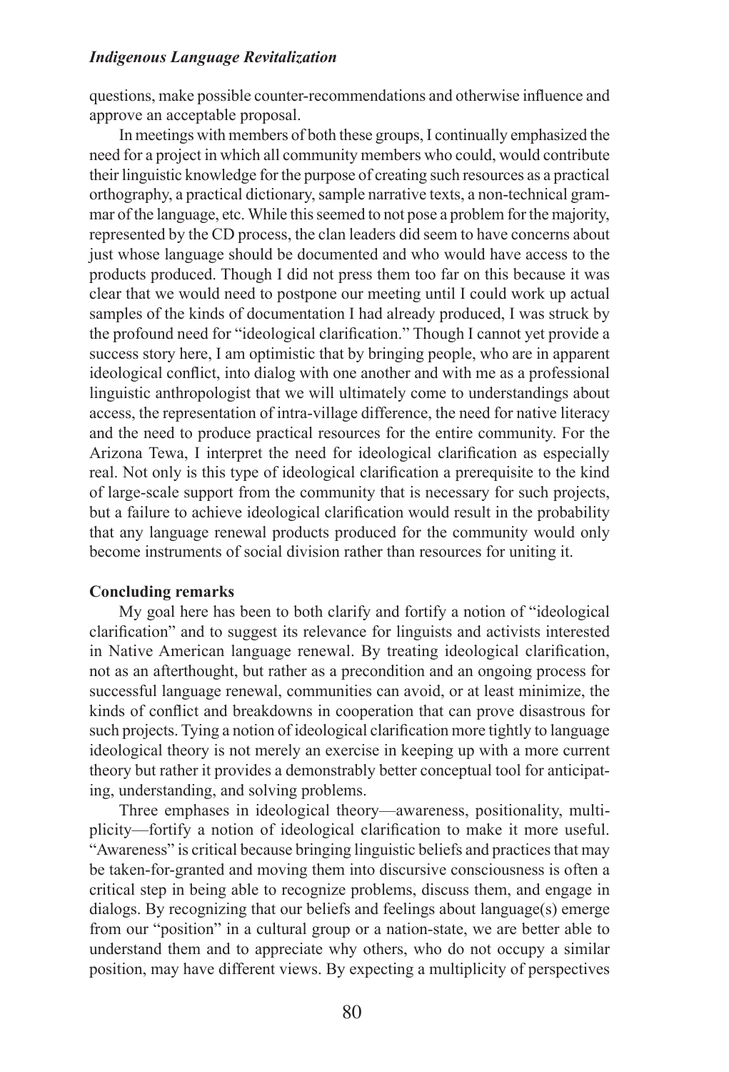questions, make possible counter-recommendations and otherwise influence and approve an acceptable proposal.

In meetings with members of both these groups, I continually emphasized the need for a project in which all community members who could, would contribute their linguistic knowledge for the purpose of creating such resources as a practical orthography, a practical dictionary, sample narrative texts, a non-technical grammar of the language, etc. While this seemed to not pose a problem for the majority, represented by the CD process, the clan leaders did seem to have concerns about just whose language should be documented and who would have access to the products produced. Though I did not press them too far on this because it was clear that we would need to postpone our meeting until I could work up actual samples of the kinds of documentation I had already produced, I was struck by the profound need for "ideological clarification." Though I cannot yet provide a success story here, I am optimistic that by bringing people, who are in apparent ideological conflict, into dialog with one another and with me as a professional linguistic anthropologist that we will ultimately come to understandings about access, the representation of intra-village difference, the need for native literacy and the need to produce practical resources for the entire community. For the Arizona Tewa, I interpret the need for ideological clarification as especially real. Not only is this type of ideological clarification a prerequisite to the kind of large-scale support from the community that is necessary for such projects, but a failure to achieve ideological clarification would result in the probability that any language renewal products produced for the community would only become instruments of social division rather than resources for uniting it.

## Concluding remarks

My goal here has been to both clarify and fortify a notion of "ideological clarification" and to suggest its relevance for linguists and activists interested in Native American language renewal. By treating ideological clarification, not as an afterthought, but rather as a precondition and an ongoing process for successful language renewal, communities can avoid, or at least minimize, the kinds of conflict and breakdowns in cooperation that can prove disastrous for such projects. Tying a notion of ideological clarification more tightly to language ideological theory is not merely an exercise in keeping up with a more current theory but rather it provides a demonstrably better conceptual tool for anticipating, understanding, and solving problems.

Three emphases in ideological theory—awareness, positionality, multiplicity—fortify a notion of ideological clarification to make it more useful. "Awareness" is critical because bringing linguistic beliefs and practices that may be taken-for-granted and moving them into discursive consciousness is often a critical step in being able to recognize problems, discuss them, and engage in dialogs. By recognizing that our beliefs and feelings about language(s) emerge from our "position" in a cultural group or a nation-state, we are better able to understand them and to appreciate why others, who do not occupy a similar position, may have different views. By expecting a multiplicity of perspectives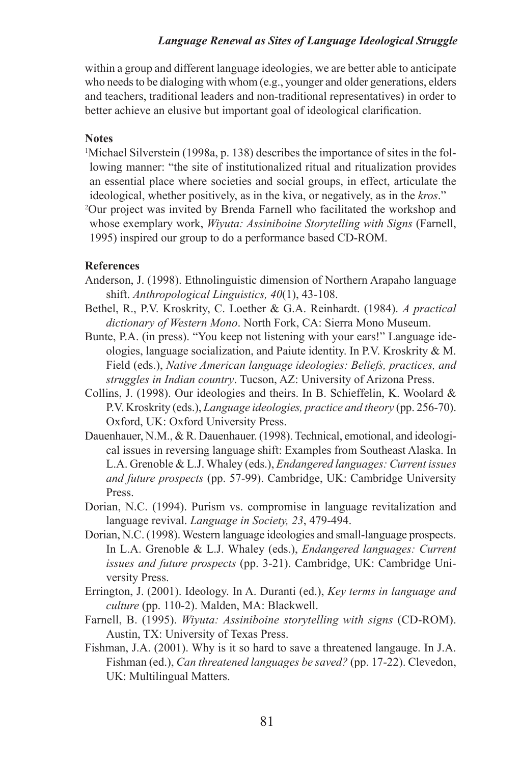within a group and different language ideologies, we are better able to anticipate who needs to be dialoging with whom (e.g., younger and older generations, elders and teachers, traditional leaders and non-traditional representatives) in order to better achieve an elusive but important goal of ideological clarification.

**Notes**

[1]Michael Silverstein (1998a, p. 138) describes the importance of sites in the following manner: "the site of institutionalized ritual and ritualization provides an essential place where societies and social groups, in effect, articulate the ideological, whether positively, as in the kiva, or negatively, as in the *kros*."

[2]Our project was invited by Brenda Farnell who facilitated the workshop and whose exemplary work, *Wiyuta: Assiniboine Storytelling with Signs* (Farnell, 1995) inspired our group to do a performance based CD-ROM.

**References**

Anderson, J. (1998). Ethnolinguistic dimension of Northern Arapaho language shift. *Anthropological Linguistics, 40*(1), 43-108.

Bethel, R., P.V. Kroskrity, C. Loether & G.A. Reinhardt. (1984). *A practical dictionary of Western Mono*. North Fork, CA: Sierra Mono Museum.

Bunte, P.A. (in press). "You keep not listening with your ears!" Language ideologies, language socialization, and Paiute identity. In P.V. Kroskrity & M. Field (eds.), *Native American language ideologies: Beliefs, practices, and struggles in Indian country*. Tucson, AZ: University of Arizona Press.

Collins, J. (1998). Our ideologies and theirs. In B. Schieffelin, K. Woolard & P.V. Kroskrity (eds.), *Language ideologies, practice and theory* (pp. 256-70). Oxford, UK: Oxford University Press.

Dauenhauer, N.M., & R. Dauenhauer. (1998). Technical, emotional, and ideological issues in reversing language shift: Examples from Southeast Alaska. In L.A. Grenoble & L.J. Whaley (eds.), *Endangered languages: Current issues and future prospects* (pp. 57-99). Cambridge, UK: Cambridge University Press.

Dorian, N.C. (1994). Purism vs. compromise in language revitalization and language revival. *Language in Society, 23*, 479-494.

Dorian, N.C. (1998). Western language ideologies and small-language prospects. In L.A. Grenoble & L.J. Whaley (eds.), *Endangered languages: Current issues and future prospects* (pp. 3-21). Cambridge, UK: Cambridge University Press.

Errington, J. (2001). Ideology. In A. Duranti (ed.), *Key terms in language and culture* (pp. 110-2). Malden, MA: Blackwell.

Farnell, B. (1995). *Wiyuta: Assiniboine storytelling with signs* (CD-ROM). Austin, TX: University of Texas Press.

Fishman, J.A. (2001). Why is it so hard to save a threatened langauge. In J.A. Fishman (ed.), *Can threatened languages be saved?* (pp. 17-22). Clevedon, UK: Multilingual Matters.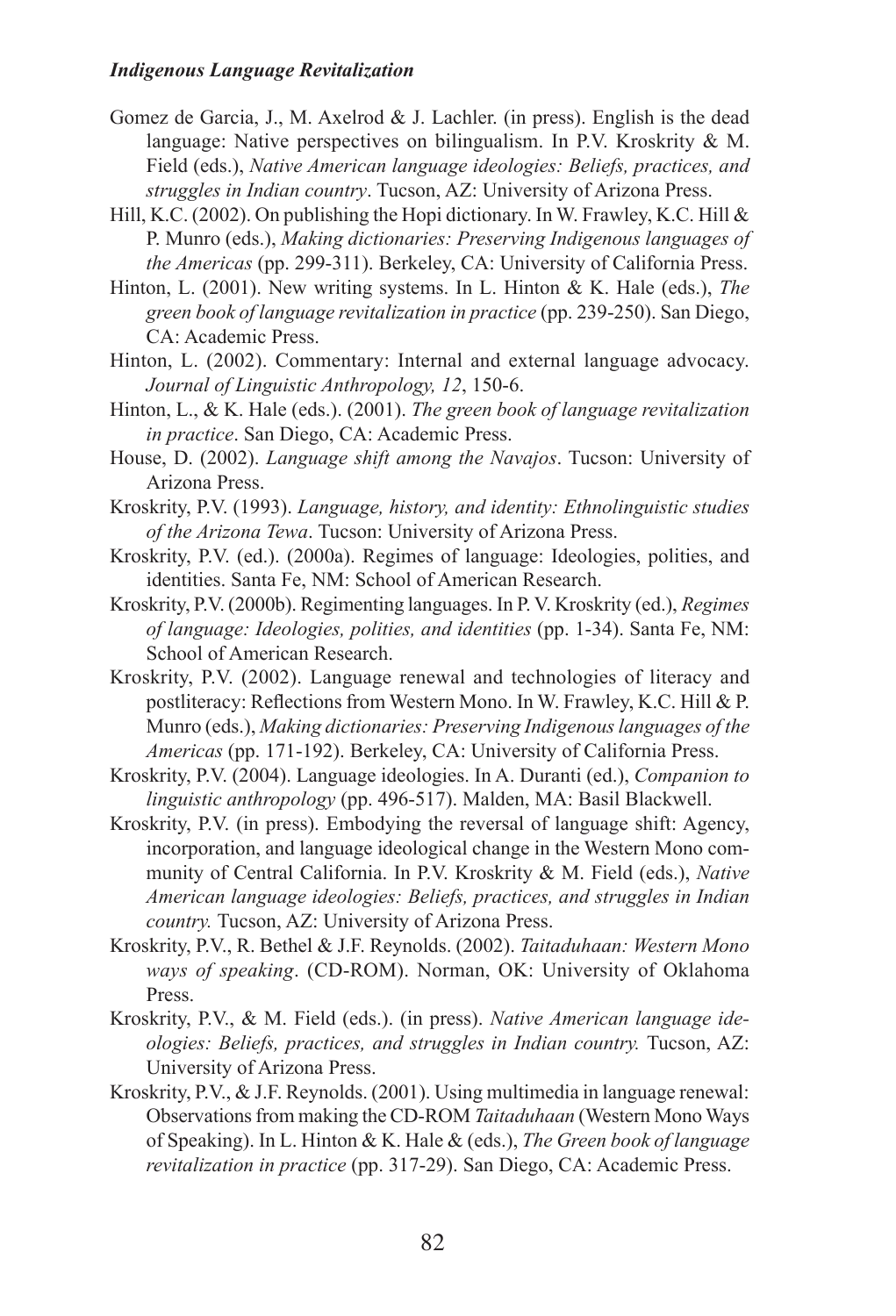Gomez de Garcia, J., M. Axelrod & J. Lachler. (in press). English is the dead language: Native perspectives on bilingualism. In P.V. Kroskrity & M. Field (eds.), *Native American language ideologies: Beliefs, practices, and struggles in Indian country*. Tucson, AZ: University of Arizona Press.

Hill, K.C. (2002). On publishing the Hopi dictionary. In W. Frawley, K.C. Hill & P. Munro (eds.), *Making dictionaries: Preserving Indigenous languages of the Americas* (pp. 299-311). Berkeley, CA: University of California Press.

Hinton, L. (2001). New writing systems. In L. Hinton & K. Hale (eds.), *The green book of language revitalization in practice* (pp. 239-250). San Diego, CA: Academic Press.

Hinton, L. (2002). Commentary: Internal and external language advocacy. *Journal of Linguistic Anthropology, 12*, 150-6.

Hinton, L., & K. Hale (eds.). (2001). *The green book of language revitalization in practice*. San Diego, CA: Academic Press.

House, D. (2002). *Language shift among the Navajos*. Tucson: University of Arizona Press.

Kroskrity, P.V. (1993). *Language, history, and identity: Ethnolinguistic studies of the Arizona Tewa*. Tucson: University of Arizona Press.

Kroskrity, P.V. (ed.). (2000a). Regimes of language: Ideologies, polities, and identities. Santa Fe, NM: School of American Research.

Kroskrity, P.V. (2000b). Regimenting languages. In P. V. Kroskrity (ed.), *Regimes of language: Ideologies, polities, and identities* (pp. 1-34). Santa Fe, NM: School of American Research.

Kroskrity, P.V. (2002). Language renewal and technologies of literacy and postliteracy: Reflections from Western Mono. In W. Frawley, K.C. Hill & P. Munro (eds.), *Making dictionaries: Preserving Indigenous languages of the Americas* (pp. 171-192). Berkeley, CA: University of California Press.

Kroskrity, P.V. (2004). Language ideologies. In A. Duranti (ed.), *Companion to linguistic anthropology* (pp. 496-517). Malden, MA: Basil Blackwell.

Kroskrity, P.V. (in press). Embodying the reversal of language shift: Agency, incorporation, and language ideological change in the Western Mono community of Central California. In P.V. Kroskrity & M. Field (eds.), *Native American language ideologies: Beliefs, practices, and struggles in Indian country.* Tucson, AZ: University of Arizona Press.

Kroskrity, P.V., R. Bethel & J.F. Reynolds. (2002). *Taitaduhaan: Western Mono ways of speaking*. (CD-ROM). Norman, OK: University of Oklahoma Press.

Kroskrity, P.V., & M. Field (eds.). (in press). *Native American language ideologies: Beliefs, practices, and struggles in Indian country.* Tucson, AZ: University of Arizona Press.

Kroskrity, P.V., & J.F. Reynolds. (2001). Using multimedia in language renewal: Observations from making the CD-ROM *Taitaduhaan* (Western Mono Ways of Speaking). In L. Hinton & K. Hale & (eds.), *The Green book of language revitalization in practice* (pp. 317-29). San Diego, CA: Academic Press.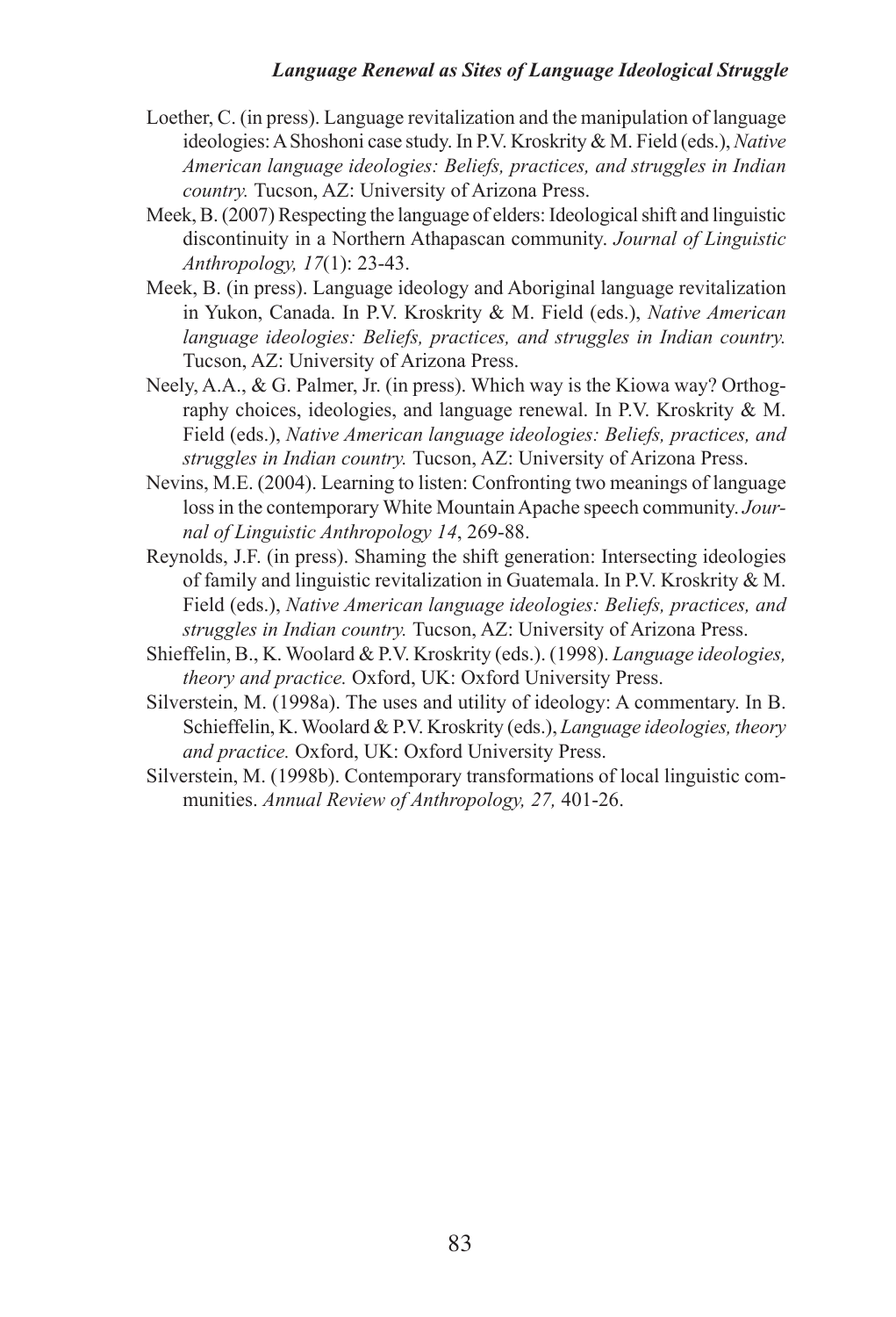Loether, C. (in press). Language revitalization and the manipulation of language ideologies: A Shoshoni case study. In P.V. Kroskrity & M. Field (eds.), *Native American language ideologies: Beliefs, practices, and struggles in Indian country.* Tucson, AZ: University of Arizona Press.

Meek, B. (2007) Respecting the language of elders: Ideological shift and linguistic discontinuity in a Northern Athapascan community. *Journal of Linguistic Anthropology, 17*(1): 23-43.

Meek, B. (in press). Language ideology and Aboriginal language revitalization in Yukon, Canada. In P.V. Kroskrity & M. Field (eds.), *Native American language ideologies: Beliefs, practices, and struggles in Indian country.* Tucson, AZ: University of Arizona Press.

Neely, A.A., & G. Palmer, Jr. (in press). Which way is the Kiowa way? Orthography choices, ideologies, and language renewal. In P.V. Kroskrity & M. Field (eds.), *Native American language ideologies: Beliefs, practices, and struggles in Indian country.* Tucson, AZ: University of Arizona Press.

Nevins, M.E. (2004). Learning to listen: Confronting two meanings of language loss in the contemporary White Mountain Apache speech community. *Journal of Linguistic Anthropology 14*, 269-88.

Reynolds, J.F. (in press). Shaming the shift generation: Intersecting ideologies of family and linguistic revitalization in Guatemala. In P.V. Kroskrity & M. Field (eds.), *Native American language ideologies: Beliefs, practices, and struggles in Indian country.* Tucson, AZ: University of Arizona Press.

Shieffelin, B., K. Woolard & P.V. Kroskrity (eds.). (1998). *Language ideologies, theory and practice.* Oxford, UK: Oxford University Press.

Silverstein, M. (1998a). The uses and utility of ideology: A commentary. In B. Schieffelin, K. Woolard & P.V. Kroskrity (eds.), *Language ideologies, theory and practice.* Oxford, UK: Oxford University Press.

Silverstein, M. (1998b). Contemporary transformations of local linguistic communities. *Annual Review of Anthropology, 27,* 401-26.